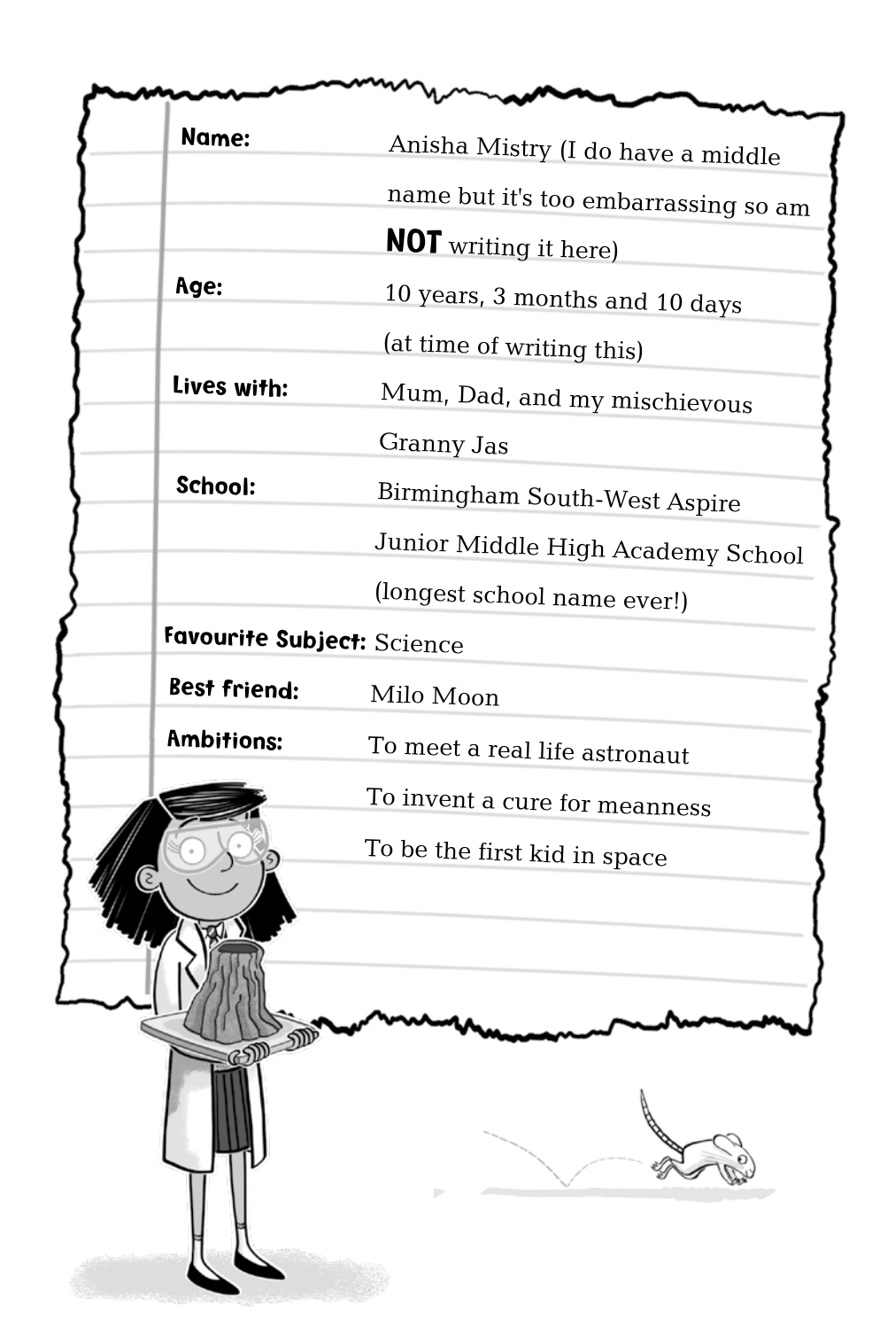**Name:** Anisha Mistry (I do have a middle name but it's too embarrassing so am **NOT** writing it here)

**Age:** 10 years, 3 months and 10 days (at time of writing this)

**Lives with:** Mum, Dad, and my mischievous Granny Jas

**School:** Birmingham South-West Aspire Junior Middle High Academy School (longest school name ever!)

**Favourite Subject:** Science

**Best friend:** Milo Moon

**Ambitions:** To meet a real life astronaut

To invent a cure for meanness

To be the first kid in space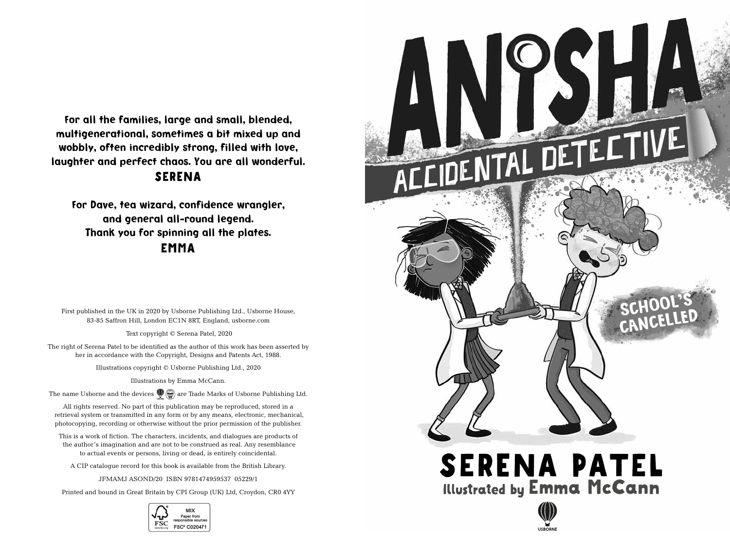For all the families, large and small, blended, multigenerational, sometimes a bit mixed up and wobbly, often incredibly strong, filled with love, laughter and perfect chaos. You are all wonderful.

**SERENA**

For Dave, tea wizard, confidence wrangler, and general all-round legend. Thank you for spinning all the plates.

**EMMA**

First published in the UK in 2020 by Usborne Publishing Ltd., Usborne House, 83-85 Saffron Hill, London EC1N 8RT, England, usborne.com

Text copyright © Serena Patel, 2020

The right of Serena Patel to be identified as the author of this work has been asserted by her in accordance with the Copyright, Designs and Patents Act, 1988.

Illustrations copyright © Usborne Publishing Ltd., 2020

Illustrations by Emma McCann.

The name Usborne and the devices are Trade Marks of Usborne Publishing Ltd.

All rights reserved. No part of this publication may be reproduced, stored in a retrieval system or transmitted in any form or by any means, electronic, mechanical, photocopying, recording or otherwise without the prior permission of the publisher.

This is a work of fiction. The characters, incidents, and dialogues are products of the author's imagination and are not to be construed as real. Any resemblance to actual events or persons, living or dead, is entirely coincidental.

A CIP catalogue record for this book is available from the British Library.

JFMAMJ ASOND/20 ISBN 9781474959537 05229/1

Printed and bound in Great Britain by CPI Group (UK) Ltd, Croydon, CR0 4YY

MIX Paper from responsible sources FSC® C020471

# ANISHA ACCIDENTAL DETECTIVE

## SCHOOL'S CANCELLED

**SERENA PATEL**

Illustrated by **Emma McCann**

USBORNE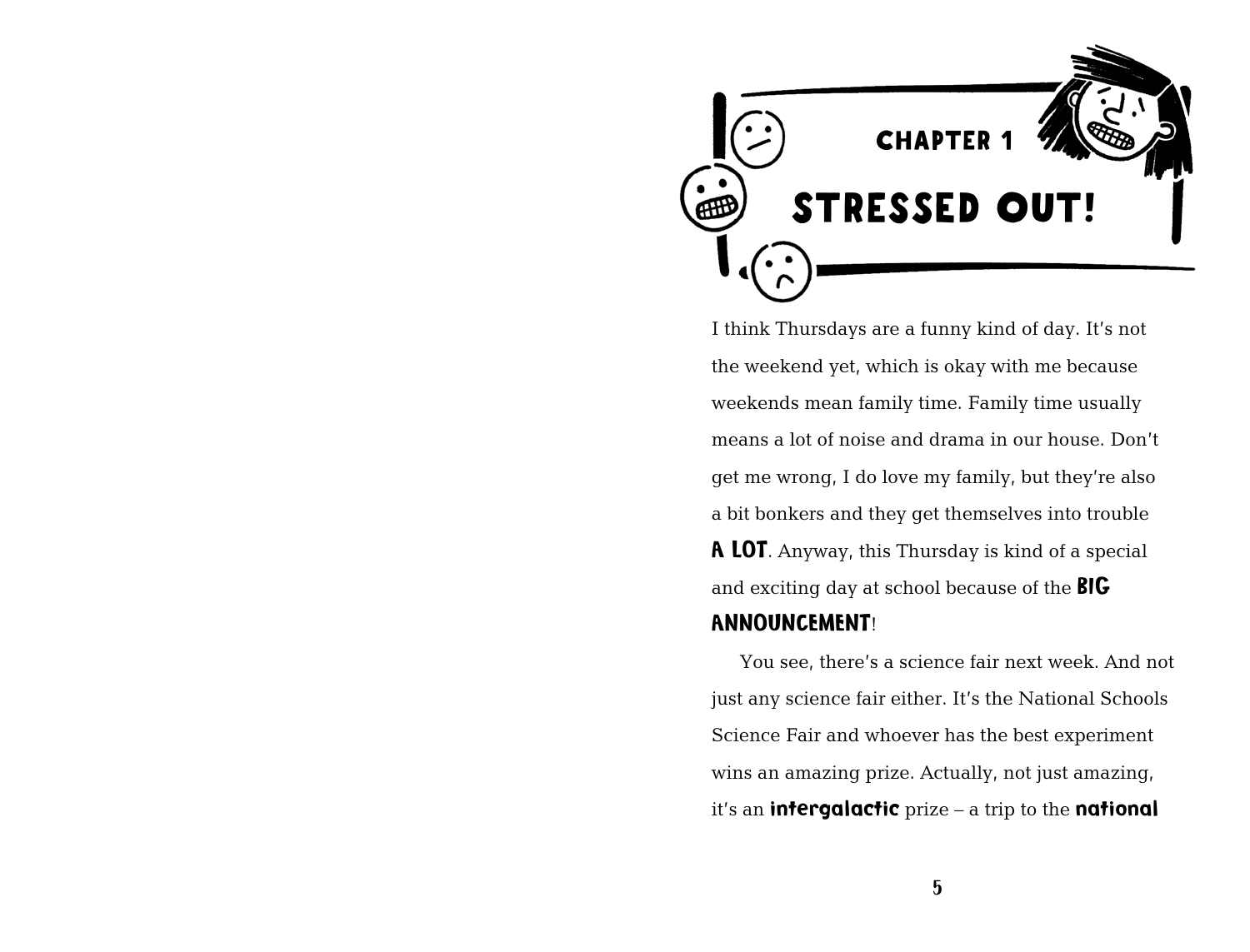## CHAPTER 1

# STRESSED OUT!

I think Thursdays are a funny kind of day. It's not the weekend yet, which is okay with me because weekends mean family time. Family time usually means a lot of noise and drama in our house. Don't get me wrong, I do love my family, but they're also a bit bonkers and they get themselves into trouble **A LOT**. Anyway, this Thursday is kind of a special and exciting day at school because of the **BIG ANNOUNCEMENT**!

You see, there's a science fair next week. And not just any science fair either. It's the National Schools Science Fair and whoever has the best experiment wins an amazing prize. Actually, not just amazing, it's an **intergalactic** prize – a trip to the **national**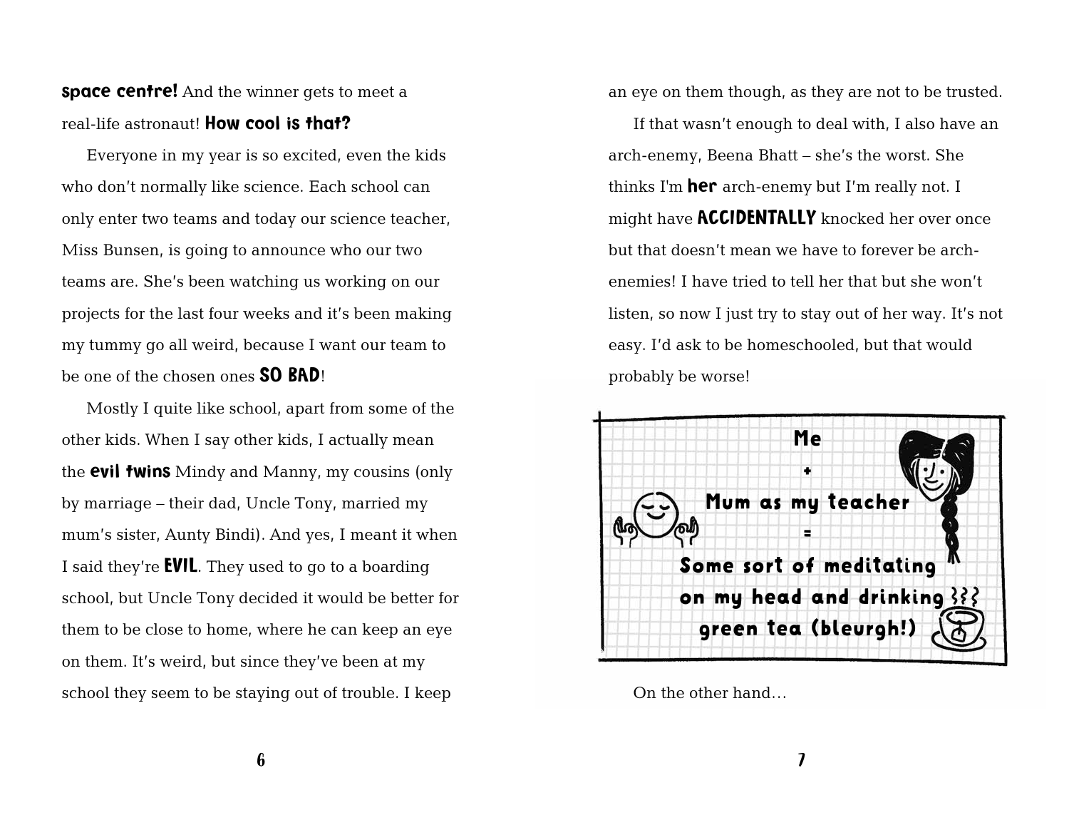**space centre!** And the winner gets to meet a real-life astronaut! **How cool is that?**

Everyone in my year is so excited, even the kids who don't normally like science. Each school can only enter two teams and today our science teacher, Miss Bunsen, is going to announce who our two teams are. She's been watching us working on our projects for the last four weeks and it's been making my tummy go all weird, because I want our team to be one of the chosen ones **SO BAD**!

Mostly I quite like school, apart from some of the other kids. When I say other kids, I actually mean the **evil twins** Mindy and Manny, my cousins (only by marriage – their dad, Uncle Tony, married my mum's sister, Aunty Bindi). And yes, I meant it when I said they're **EVIL**. They used to go to a boarding school, but Uncle Tony decided it would be better for them to be close to home, where he can keep an eye on them. It's weird, but since they've been at my school they seem to be staying out of trouble. I keep an eye on them though, as they are not to be trusted.

If that wasn't enough to deal with, I also have an arch-enemy, Beena Bhatt – she's the worst. She thinks I'm **her** arch-enemy but I'm really not. I might have **ACCIDENTALLY** knocked her over once but that doesn't mean we have to forever be arch-enemies! I have tried to tell her that but she won't listen, so now I just try to stay out of her way. It's not easy. I'd ask to be homeschooled, but that would probably be worse!

**Me**
**+**
**Mum as my teacher**
**=**
**Some sort of meditating on my head and drinking green tea (bleurgh!)**

On the other hand…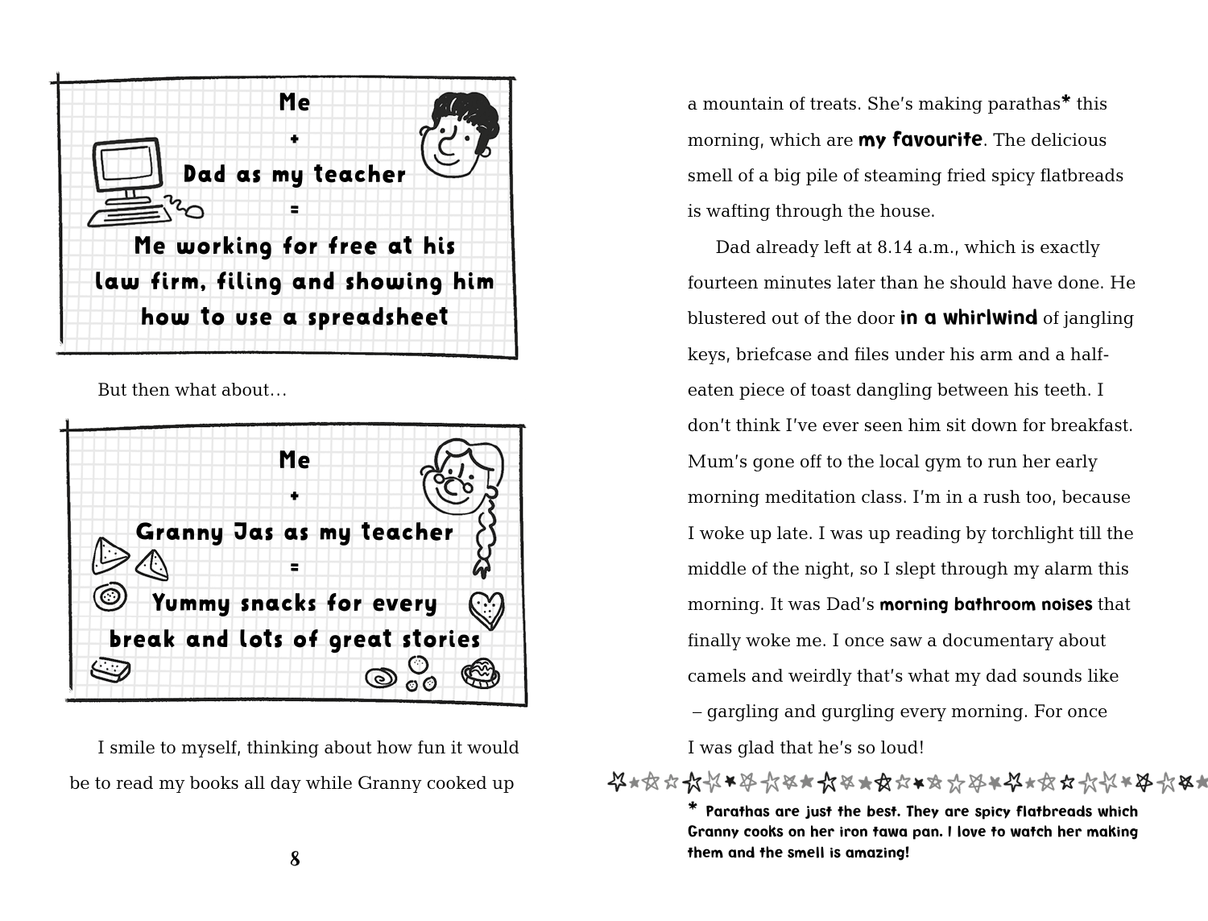**Me**

**+**

**Dad as my teacher**

**=**

**Me working for free at his law firm, filing and showing him how to use a spreadsheet**

But then what about…

**Me**

**+**

**Granny Jas as my teacher**

**=**

**Yummy snacks for every break and lots of great stories**

I smile to myself, thinking about how fun it would be to read my books all day while Granny cooked up a mountain of treats. She's making parathas* this morning, which are **my favourite**. The delicious smell of a big pile of steaming fried spicy flatbreads is wafting through the house.

Dad already left at 8.14 a.m., which is exactly fourteen minutes later than he should have done. He blustered out of the door **in a whirlwind** of jangling keys, briefcase and files under his arm and a half-eaten piece of toast dangling between his teeth. I don't think I've ever seen him sit down for breakfast. Mum's gone off to the local gym to run her early morning meditation class. I'm in a rush too, because I woke up late. I was up reading by torchlight till the middle of the night, so I slept through my alarm this morning. It was Dad's **morning bathroom noises** that finally woke me. I once saw a documentary about camels and weirdly that's what my dad sounds like – gargling and gurgling every morning. For once I was glad that he's so loud!

---

**\* Parathas are just the best. They are spicy flatbreads which Granny cooks on her iron tawa pan. I love to watch her making them and the smell is amazing!**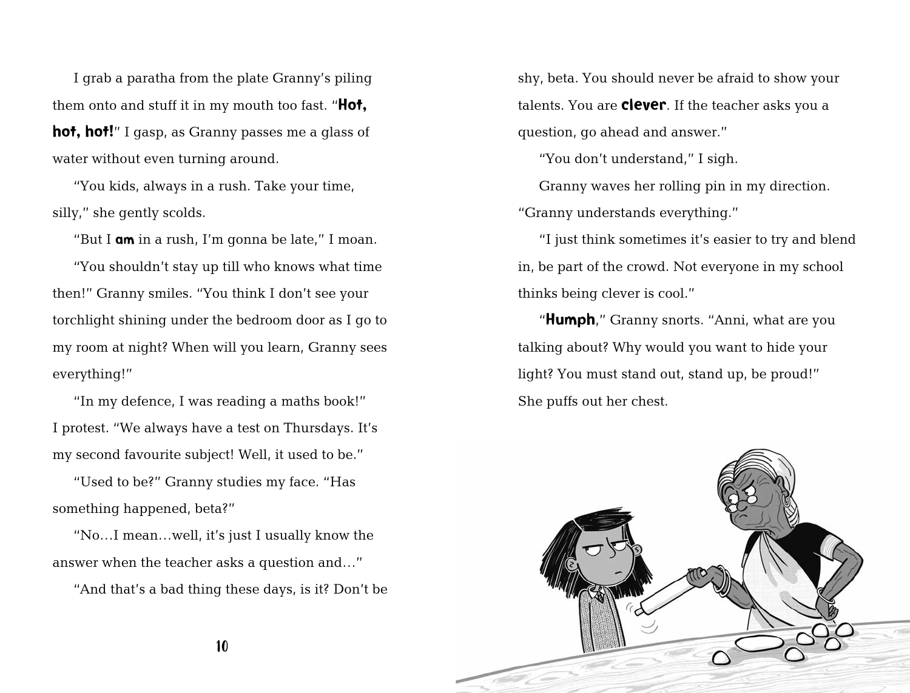I grab a paratha from the plate Granny's piling them onto and stuff it in my mouth too fast. "**Hot, hot, hot!**" I gasp, as Granny passes me a glass of water without even turning around.

"You kids, always in a rush. Take your time, silly," she gently scolds.

"But I **am** in a rush, I'm gonna be late," I moan.

"You shouldn't stay up till who knows what time then!" Granny smiles. "You think I don't see your torchlight shining under the bedroom door as I go to my room at night? When will you learn, Granny sees everything!"

"In my defence, I was reading a maths book!" I protest. "We always have a test on Thursdays. It's my second favourite subject! Well, it used to be."

"Used to be?" Granny studies my face. "Has something happened, beta?"

"No…I mean…well, it's just I usually know the answer when the teacher asks a question and…"

"And that's a bad thing these days, is it? Don't be shy, beta. You should never be afraid to show your talents. You are **clever**. If the teacher asks you a question, go ahead and answer."

"You don't understand," I sigh.

Granny waves her rolling pin in my direction. "Granny understands everything."

"I just think sometimes it's easier to try and blend in, be part of the crowd. Not everyone in my school thinks being clever is cool."

"**Humph**," Granny snorts. "Anni, what are you talking about? Why would you want to hide your light? You must stand out, stand up, be proud!" She puffs out her chest.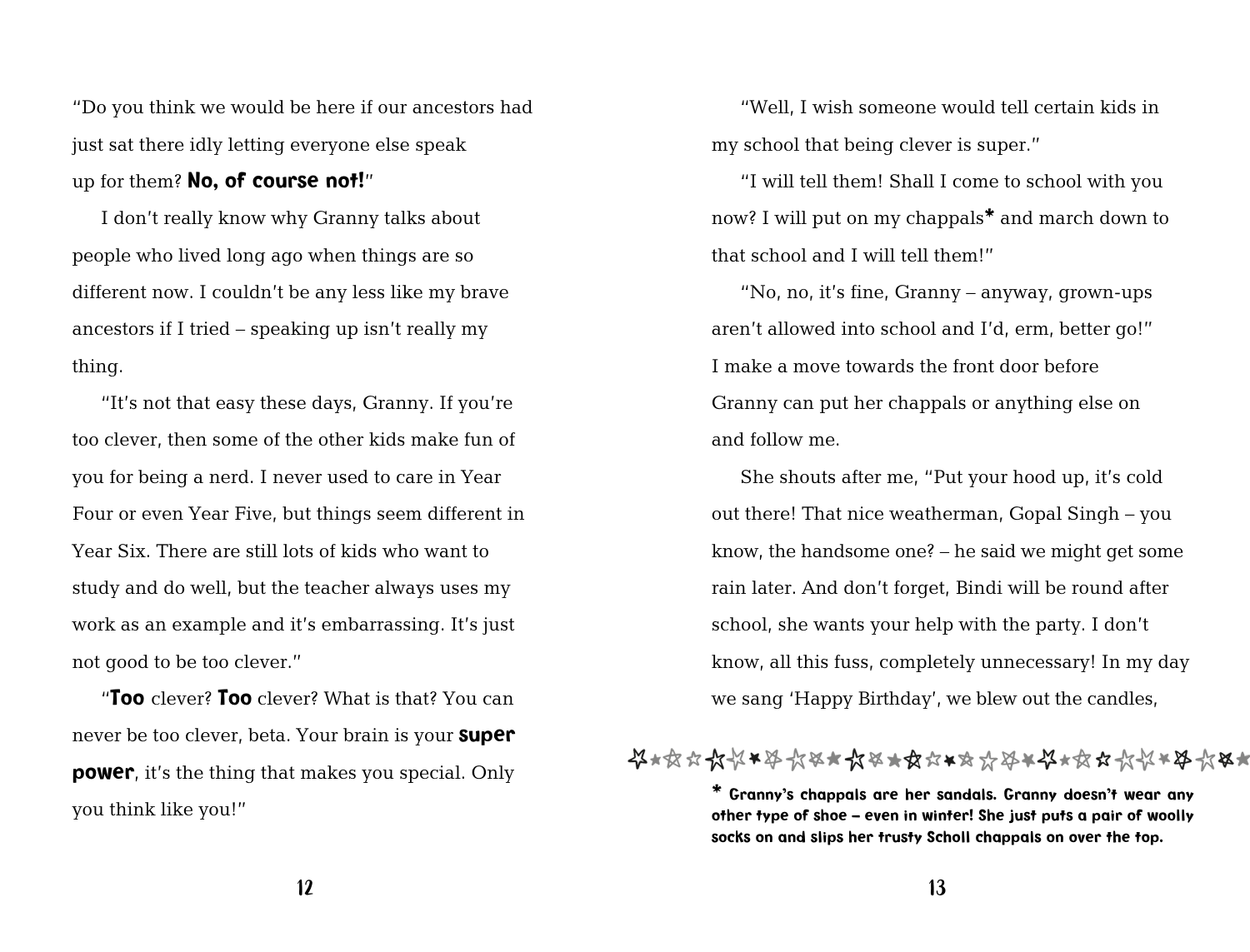"Do you think we would be here if our ancestors had just sat there idly letting everyone else speak up for them? **No, of course not!**"

I don't really know why Granny talks about people who lived long ago when things are so different now. I couldn't be any less like my brave ancestors if I tried – speaking up isn't really my thing.

"It's not that easy these days, Granny. If you're too clever, then some of the other kids make fun of you for being a nerd. I never used to care in Year Four or even Year Five, but things seem different in Year Six. There are still lots of kids who want to study and do well, but the teacher always uses my work as an example and it's embarrassing. It's just not good to be too clever."

"**Too** clever? **Too** clever? What is that? You can never be too clever, beta. Your brain is your **super power**, it's the thing that makes you special. Only you think like you!"

"Well, I wish someone would tell certain kids in my school that being clever is super."

"I will tell them! Shall I come to school with you now? I will put on my chappals* and march down to that school and I will tell them!"

"No, no, it's fine, Granny – anyway, grown-ups aren't allowed into school and I'd, erm, better go!" I make a move towards the front door before Granny can put her chappals or anything else on and follow me.

She shouts after me, "Put your hood up, it's cold out there! That nice weatherman, Gopal Singh – you know, the handsome one? – he said we might get some rain later. And don't forget, Bindi will be round after school, she wants your help with the party. I don't know, all this fuss, completely unnecessary! In my day we sang 'Happy Birthday', we blew out the candles,

**\* Granny's chappals are her sandals. Granny doesn't wear any other type of shoe – even in winter! She just puts a pair of woolly socks on and slips her trusty Scholl chappals on over the top.**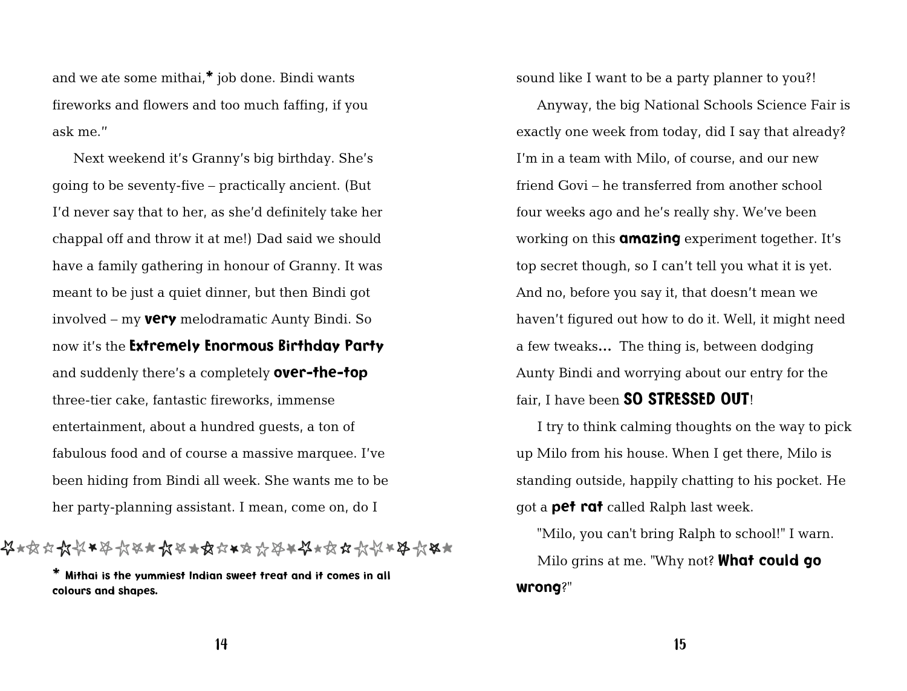and we ate some mithai,* job done. Bindi wants fireworks and flowers and too much faffing, if you ask me."

Next weekend it's Granny's big birthday. She's going to be seventy-five – practically ancient. (But I'd never say that to her, as she'd definitely take her chappal off and throw it at me!) Dad said we should have a family gathering in honour of Granny. It was meant to be just a quiet dinner, but then Bindi got involved – my **very** melodramatic Aunty Bindi. So now it's the **Extremely Enormous Birthday Party** and suddenly there's a completely **over-the-top** three-tier cake, fantastic fireworks, immense entertainment, about a hundred guests, a ton of fabulous food and of course a massive marquee. I've been hiding from Bindi all week. She wants me to be her party-planning assistant. I mean, come on, do I sound like I want to be a party planner to you?!

Anyway, the big National Schools Science Fair is exactly one week from today, did I say that already? I'm in a team with Milo, of course, and our new friend Govi – he transferred from another school four weeks ago and he's really shy. We've been working on this **amazing** experiment together. It's top secret though, so I can't tell you what it is yet. And no, before you say it, that doesn't mean we haven't figured out how to do it. Well, it might need a few tweaks**...** The thing is, between dodging Aunty Bindi and worrying about our entry for the fair, I have been **SO STRESSED OUT**!

I try to think calming thoughts on the way to pick up Milo from his house. When I get there, Milo is standing outside, happily chatting to his pocket. He got a **pet rat** called Ralph last week.

"Milo, you can't bring Ralph to school!" I warn.

Milo grins at me. "Why not? **What could go wrong**?"

---

**\* Mithai is the yummiest Indian sweet treat and it comes in all colours and shapes.**